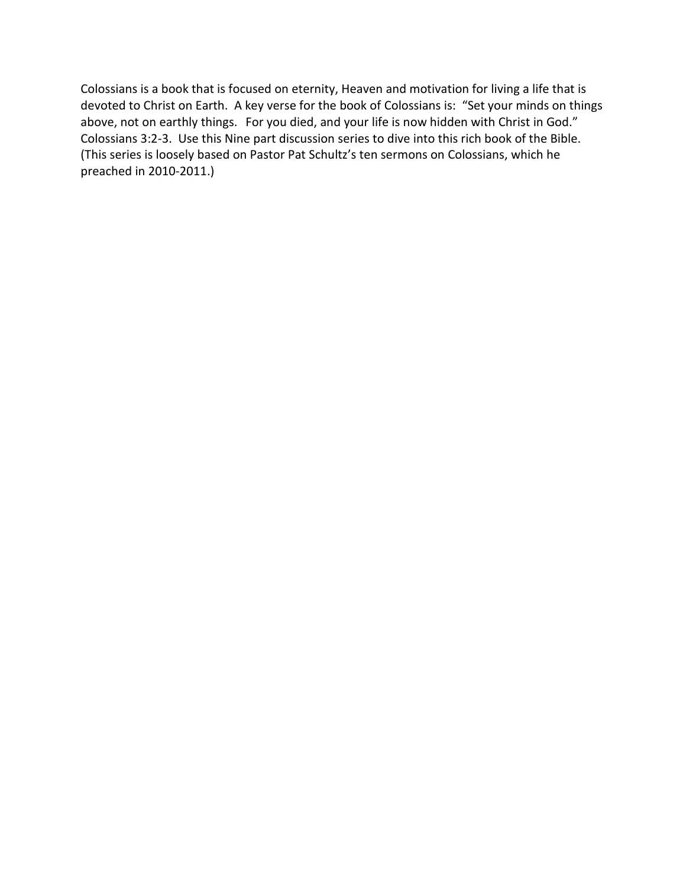Colossians is a book that is focused on eternity, Heaven and motivation for living a life that is devoted to Christ on Earth. A key verse for the book of Colossians is: "Set your minds on things above, not on earthly things. For you died, and your life is now hidden with Christ in God." Colossians 3:2-3. Use this Nine part discussion series to dive into this rich book of the Bible. (This series is loosely based on Pastor Pat Schultz's ten sermons on Colossians, which he preached in 2010-2011.)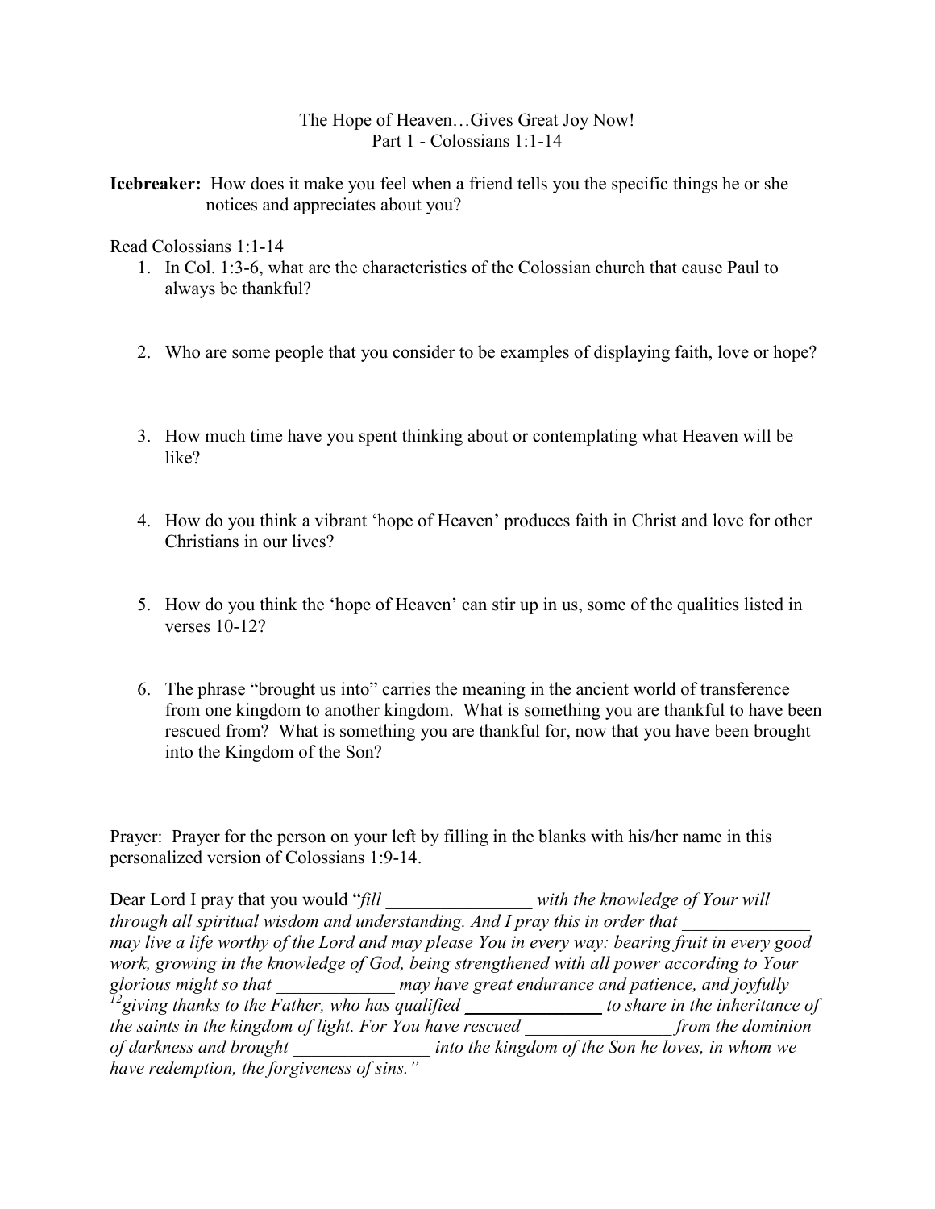The Hope of Heaven…Gives Great Joy Now!
Part 1 - Colossians 1:1-14

**Icebreaker:** How does it make you feel when a friend tells you the specific things he or she notices and appreciates about you?

Read Colossians 1:1-14

1. In Col. 1:3-6, what are the characteristics of the Colossian church that cause Paul to always be thankful?

2. Who are some people that you consider to be examples of displaying faith, love or hope?

3. How much time have you spent thinking about or contemplating what Heaven will be like?

4. How do you think a vibrant 'hope of Heaven' produces faith in Christ and love for other Christians in our lives?

5. How do you think the 'hope of Heaven' can stir up in us, some of the qualities listed in verses 10-12?

6. The phrase "brought us into" carries the meaning in the ancient world of transference from one kingdom to another kingdom. What is something you are thankful to have been rescued from? What is something you are thankful for, now that you have been brought into the Kingdom of the Son?

Prayer: Prayer for the person on your left by filling in the blanks with his/her name in this personalized version of Colossians 1:9-14.

Dear Lord I pray that you would "*fill ________________ with the knowledge of Your will through all spiritual wisdom and understanding. And I pray this in order that ______________ may live a life worthy of the Lord and may please You in every way: bearing fruit in every good work, growing in the knowledge of God, being strengthened with all power according to Your glorious might so that _____________ may have great endurance and patience, and joyfully* [12]*giving thanks to the Father, who has qualified _______________ to share in the inheritance of the saints in the kingdom of light. For You have rescued ________________ from the dominion of darkness and brought _______________ into the kingdom of the Son he loves, in whom we have redemption, the forgiveness of sins."*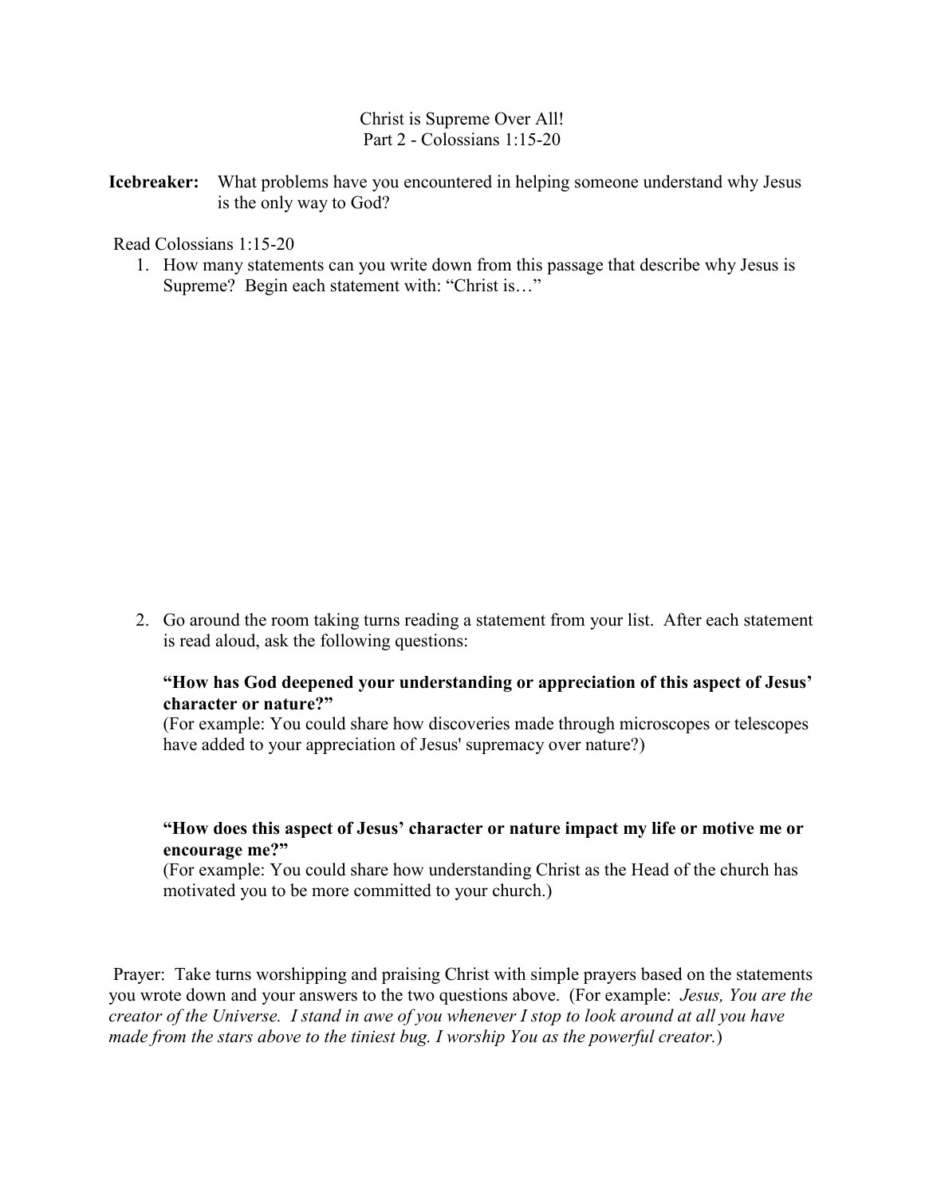# Christ is Supreme Over All!
## Part 2 - Colossians 1:15-20

**Icebreaker:** What problems have you encountered in helping someone understand why Jesus is the only way to God?

Read Colossians 1:15-20

1. How many statements can you write down from this passage that describe why Jesus is Supreme? Begin each statement with: "Christ is…"

2. Go around the room taking turns reading a statement from your list. After each statement is read aloud, ask the following questions:

   **"How has God deepened your understanding or appreciation of this aspect of Jesus' character or nature?"**
   (For example: You could share how discoveries made through microscopes or telescopes have added to your appreciation of Jesus' supremacy over nature?)

   **"How does this aspect of Jesus' character or nature impact my life or motive me or encourage me?"**
   (For example: You could share how understanding Christ as the Head of the church has motivated you to be more committed to your church.)

Prayer: Take turns worshipping and praising Christ with simple prayers based on the statements you wrote down and your answers to the two questions above. (For example: *Jesus, You are the creator of the Universe. I stand in awe of you whenever I stop to look around at all you have made from the stars above to the tiniest bug. I worship You as the powerful creator.*)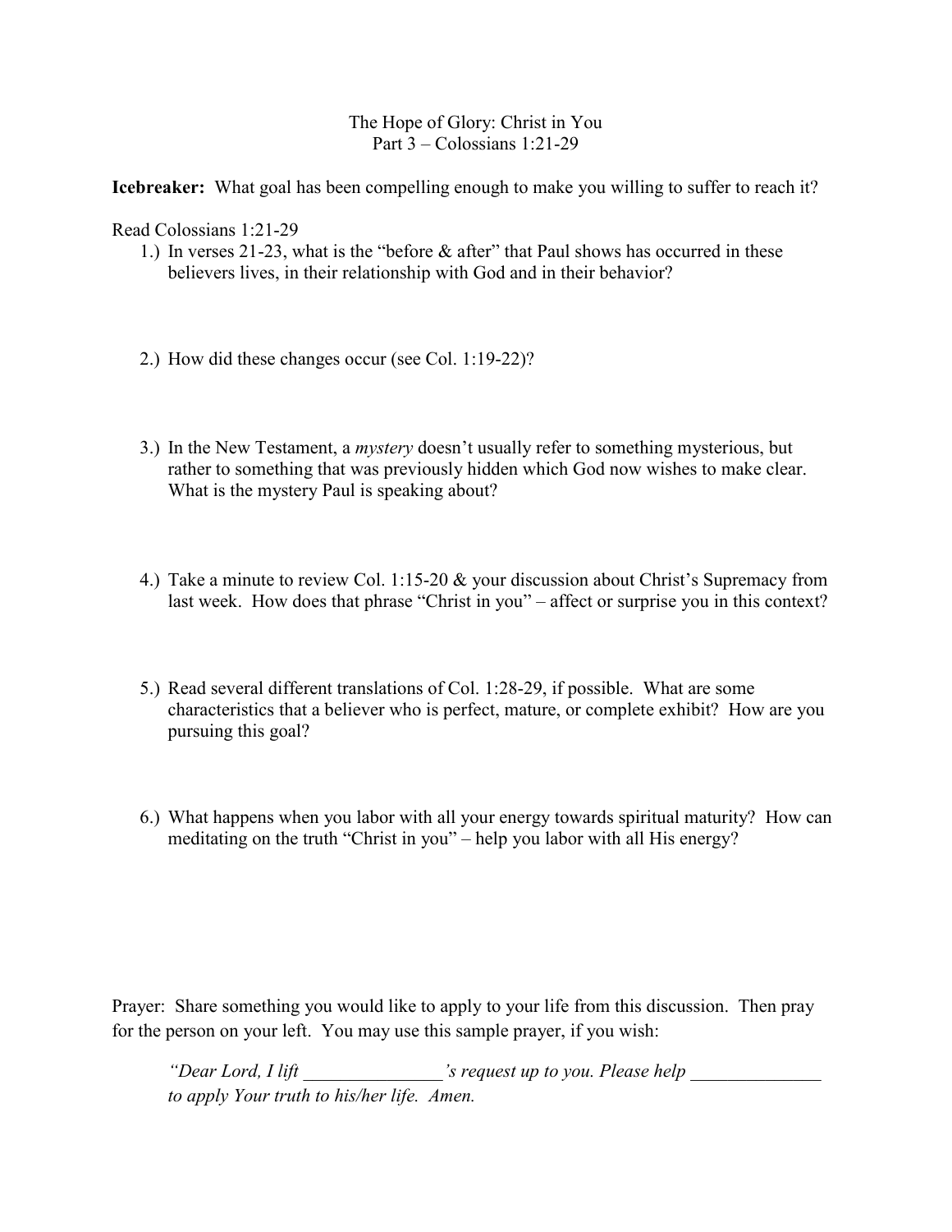# The Hope of Glory: Christ in You
## Part 3 – Colossians 1:21-29

**Icebreaker:** What goal has been compelling enough to make you willing to suffer to reach it?

Read Colossians 1:21-29

1.) In verses 21-23, what is the "before & after" that Paul shows has occurred in these believers lives, in their relationship with God and in their behavior?

2.) How did these changes occur (see Col. 1:19-22)?

3.) In the New Testament, a *mystery* doesn't usually refer to something mysterious, but rather to something that was previously hidden which God now wishes to make clear. What is the mystery Paul is speaking about?

4.) Take a minute to review Col. 1:15-20 & your discussion about Christ's Supremacy from last week. How does that phrase "Christ in you" – affect or surprise you in this context?

5.) Read several different translations of Col. 1:28-29, if possible. What are some characteristics that a believer who is perfect, mature, or complete exhibit? How are you pursuing this goal?

6.) What happens when you labor with all your energy towards spiritual maturity? How can meditating on the truth "Christ in you" – help you labor with all His energy?

Prayer: Share something you would like to apply to your life from this discussion. Then pray for the person on your left. You may use this sample prayer, if you wish:

*"Dear Lord, I lift _______________'s request up to you. Please help ______________ to apply Your truth to his/her life. Amen.*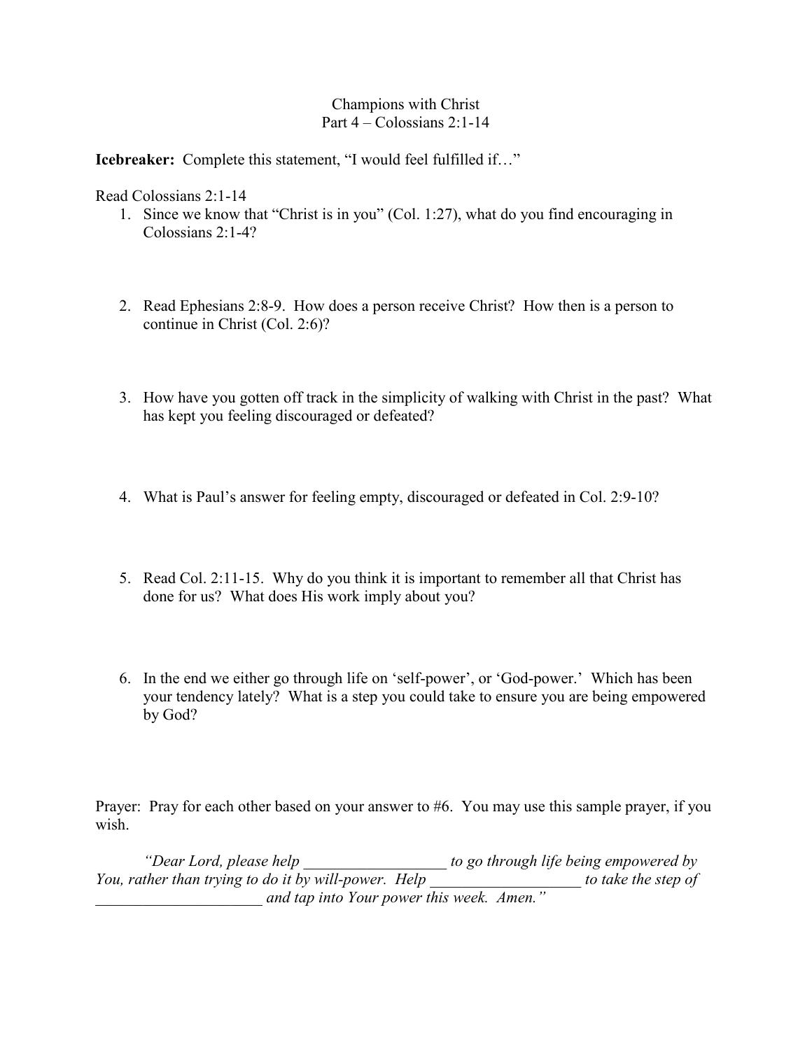# Champions with Christ
## Part 4 – Colossians 2:1-14

**Icebreaker:** Complete this statement, "I would feel fulfilled if…"

Read Colossians 2:1-14

1. Since we know that "Christ is in you" (Col. 1:27), what do you find encouraging in Colossians 2:1-4?

2. Read Ephesians 2:8-9. How does a person receive Christ? How then is a person to continue in Christ (Col. 2:6)?

3. How have you gotten off track in the simplicity of walking with Christ in the past? What has kept you feeling discouraged or defeated?

4. What is Paul's answer for feeling empty, discouraged or defeated in Col. 2:9-10?

5. Read Col. 2:11-15. Why do you think it is important to remember all that Christ has done for us? What does His work imply about you?

6. In the end we either go through life on 'self-power', or 'God-power.' Which has been your tendency lately? What is a step you could take to ensure you are being empowered by God?

Prayer: Pray for each other based on your answer to #6. You may use this sample prayer, if you wish.

*"Dear Lord, please help __________________ to go through life being empowered by You, rather than trying to do it by will-power. Help ___________________ to take the step of _____________________ and tap into Your power this week. Amen."*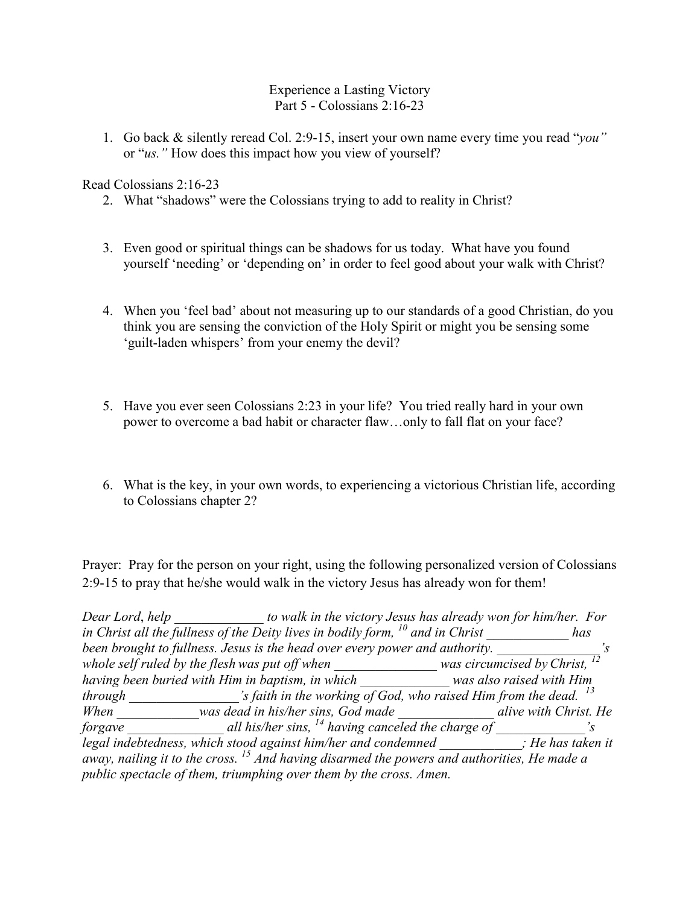# Experience a Lasting Victory
## Part 5 - Colossians 2:16-23

1. Go back & silently reread Col. 2:9-15, insert your own name every time you read "*you"* or "*us."* How does this impact how you view of yourself?

Read Colossians 2:16-23

2. What "shadows" were the Colossians trying to add to reality in Christ?

3. Even good or spiritual things can be shadows for us today. What have you found yourself 'needing' or 'depending on' in order to feel good about your walk with Christ?

4. When you 'feel bad' about not measuring up to our standards of a good Christian, do you think you are sensing the conviction of the Holy Spirit or might you be sensing some 'guilt-laden whispers' from your enemy the devil?

5. Have you ever seen Colossians 2:23 in your life? You tried really hard in your own power to overcome a bad habit or character flaw…only to fall flat on your face?

6. What is the key, in your own words, to experiencing a victorious Christian life, according to Colossians chapter 2?

Prayer: Pray for the person on your right, using the following personalized version of Colossians 2:9-15 to pray that he/she would walk in the victory Jesus has already won for them!

*Dear Lord, help _____________ to walk in the victory Jesus has already won for him/her. For in Christ all the fullness of the Deity lives in bodily form, [10] and in Christ ____________ has been brought to fullness. Jesus is the head over every power and authority. _______________'s whole self ruled by the flesh was put off when _______________ was circumcised by Christ, [12] having been buried with Him in baptism, in which _____________ was also raised with Him through ________________'s faith in the working of God, who raised Him from the dead. [13] When ____________was dead in his/her sins, God made ______________ alive with Christ. He forgave ______________ all his/her sins, [14] having canceled the charge of _____________'s legal indebtedness, which stood against him/her and condemned ____________; He has taken it away, nailing it to the cross. [15] And having disarmed the powers and authorities, He made a public spectacle of them, triumphing over them by the cross. Amen.*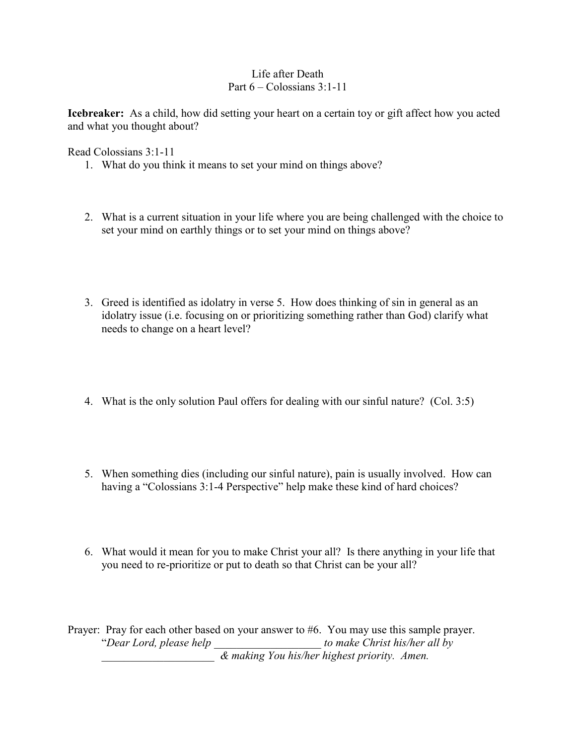# Life after Death
## Part 6 – Colossians 3:1-11

**Icebreaker:** As a child, how did setting your heart on a certain toy or gift affect how you acted and what you thought about?

Read Colossians 3:1-11

1. What do you think it means to set your mind on things above?

2. What is a current situation in your life where you are being challenged with the choice to set your mind on earthly things or to set your mind on things above?

3. Greed is identified as idolatry in verse 5. How does thinking of sin in general as an idolatry issue (i.e. focusing on or prioritizing something rather than God) clarify what needs to change on a heart level?

4. What is the only solution Paul offers for dealing with our sinful nature? (Col. 3:5)

5. When something dies (including our sinful nature), pain is usually involved. How can having a "Colossians 3:1-4 Perspective" help make these kind of hard choices?

6. What would it mean for you to make Christ your all? Is there anything in your life that you need to re-prioritize or put to death so that Christ can be your all?

Prayer: Pray for each other based on your answer to #6. You may use this sample prayer.
"*Dear Lord, please help* ___________________ *to make Christ his/her all by* ____________________ *& making You his/her highest priority. Amen.*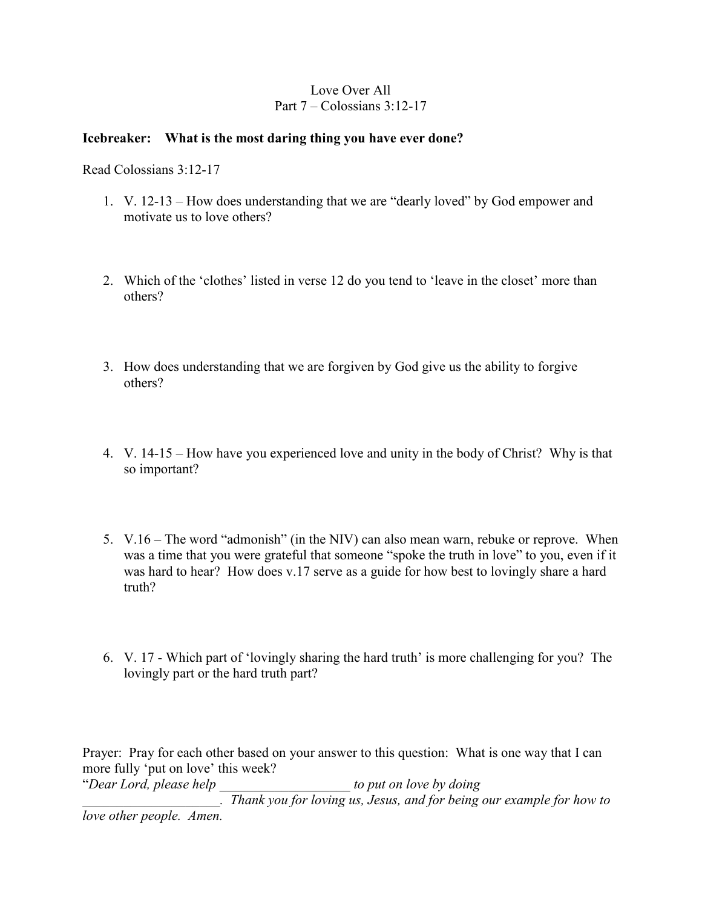# Love Over All
## Part 7 – Colossians 3:12-17

**Icebreaker: What is the most daring thing you have ever done?**

Read Colossians 3:12-17

1. V. 12-13 – How does understanding that we are "dearly loved" by God empower and motivate us to love others?

2. Which of the 'clothes' listed in verse 12 do you tend to 'leave in the closet' more than others?

3. How does understanding that we are forgiven by God give us the ability to forgive others?

4. V. 14-15 – How have you experienced love and unity in the body of Christ? Why is that so important?

5. V.16 – The word "admonish" (in the NIV) can also mean warn, rebuke or reprove. When was a time that you were grateful that someone "spoke the truth in love" to you, even if it was hard to hear? How does v.17 serve as a guide for how best to lovingly share a hard truth?

6. V. 17 - Which part of 'lovingly sharing the hard truth' is more challenging for you? The lovingly part or the hard truth part?

Prayer: Pray for each other based on your answer to this question: What is one way that I can more fully 'put on love' this week?

"*Dear Lord, please help ___________________ to put on love by doing ___________________. Thank you for loving us, Jesus, and for being our example for how to love other people. Amen.*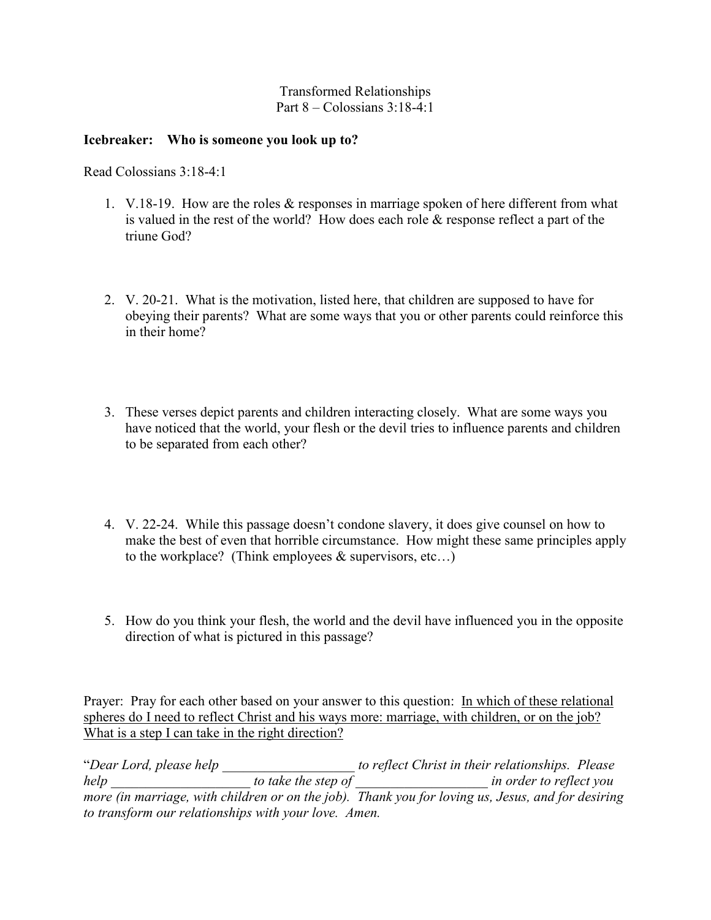Transformed Relationships
Part 8 – Colossians 3:18-4:1

**Icebreaker: Who is someone you look up to?**

Read Colossians 3:18-4:1

1. V.18-19. How are the roles & responses in marriage spoken of here different from what is valued in the rest of the world? How does each role & response reflect a part of the triune God?

2. V. 20-21. What is the motivation, listed here, that children are supposed to have for obeying their parents? What are some ways that you or other parents could reinforce this in their home?

3. These verses depict parents and children interacting closely. What are some ways you have noticed that the world, your flesh or the devil tries to influence parents and children to be separated from each other?

4. V. 22-24. While this passage doesn't condone slavery, it does give counsel on how to make the best of even that horrible circumstance. How might these same principles apply to the workplace? (Think employees & supervisors, etc…)

5. How do you think your flesh, the world and the devil have influenced you in the opposite direction of what is pictured in this passage?

Prayer: Pray for each other based on your answer to this question: <u>In which of these relational spheres do I need to reflect Christ and his ways more: marriage, with children, or on the job? What is a step I can take in the right direction?</u>

"*Dear Lord, please help ___________________ to reflect Christ in their relationships. Please help ____________________ to take the step of ___________________ in order to reflect you more (in marriage, with children or on the job). Thank you for loving us, Jesus, and for desiring to transform our relationships with your love. Amen.*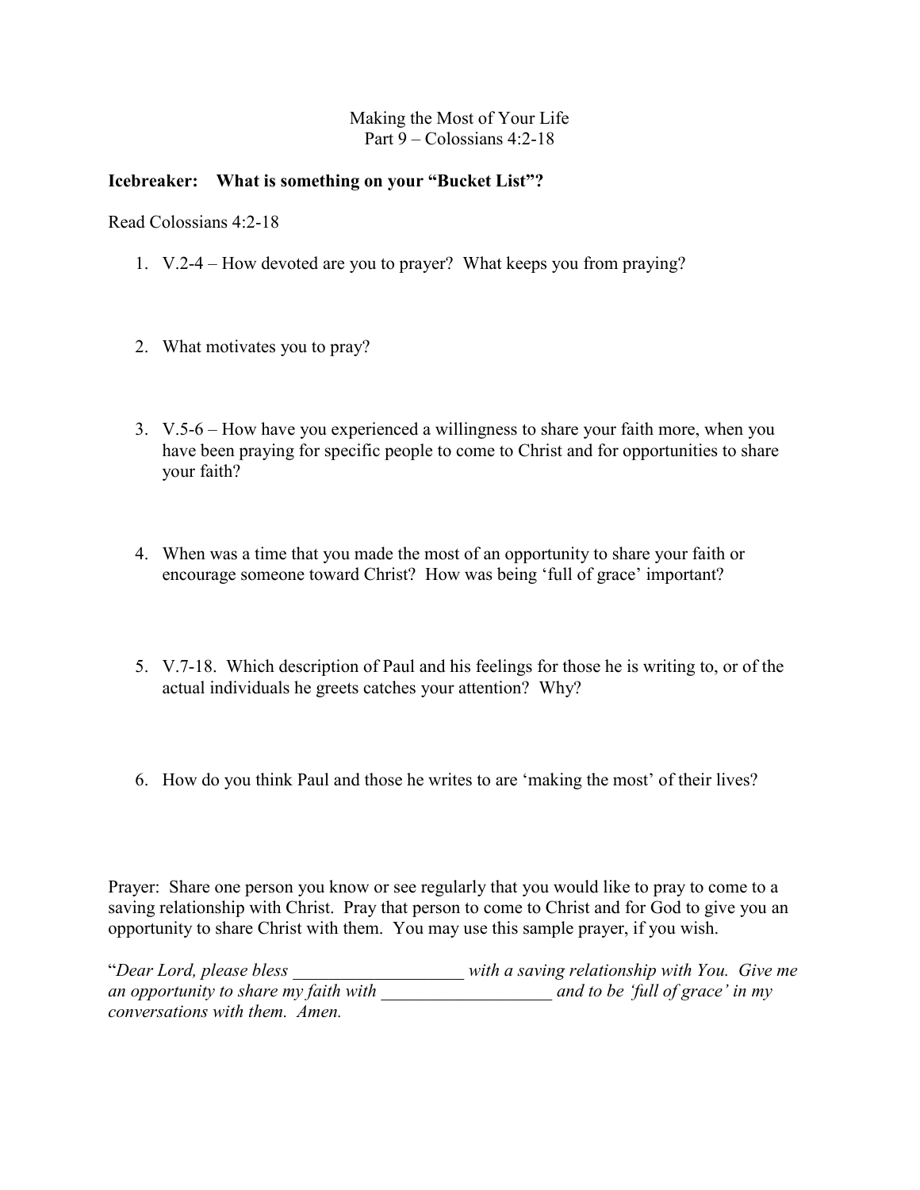Making the Most of Your Life
Part 9 – Colossians 4:2-18

**Icebreaker: What is something on your "Bucket List"?**

Read Colossians 4:2-18

1. V.2-4 – How devoted are you to prayer? What keeps you from praying?

2. What motivates you to pray?

3. V.5-6 – How have you experienced a willingness to share your faith more, when you have been praying for specific people to come to Christ and for opportunities to share your faith?

4. When was a time that you made the most of an opportunity to share your faith or encourage someone toward Christ? How was being 'full of grace' important?

5. V.7-18. Which description of Paul and his feelings for those he is writing to, or of the actual individuals he greets catches your attention? Why?

6. How do you think Paul and those he writes to are 'making the most' of their lives?

Prayer: Share one person you know or see regularly that you would like to pray to come to a saving relationship with Christ. Pray that person to come to Christ and for God to give you an opportunity to share Christ with them. You may use this sample prayer, if you wish.

"*Dear Lord, please bless ___________________ with a saving relationship with You. Give me an opportunity to share my faith with ___________________ and to be 'full of grace' in my conversations with them. Amen.*